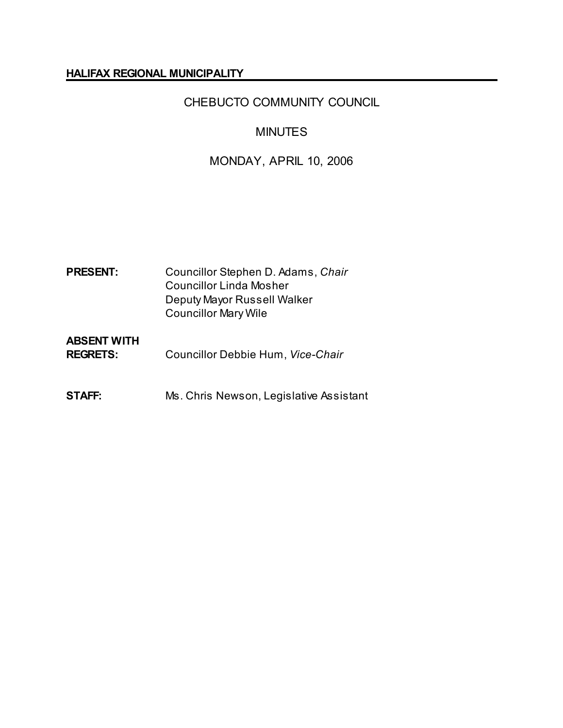**HALIFAX REGIONAL MUNICIPALITY**

# CHEBUCTO COMMUNITY COUNCIL

## MINUTES

## MONDAY, APRIL 10, 2006

| | |
|---|---|
| **PRESENT:** | Councillor Stephen D. Adams, *Chair* |
| | Councillor Linda Mosher |
| | Deputy Mayor Russell Walker |
| | Councillor Mary Wile |
| **ABSENT WITH REGRETS:** | Councillor Debbie Hum, *Vice-Chair* |
| **STAFF:** | Ms. Chris Newson, Legislative Assistant |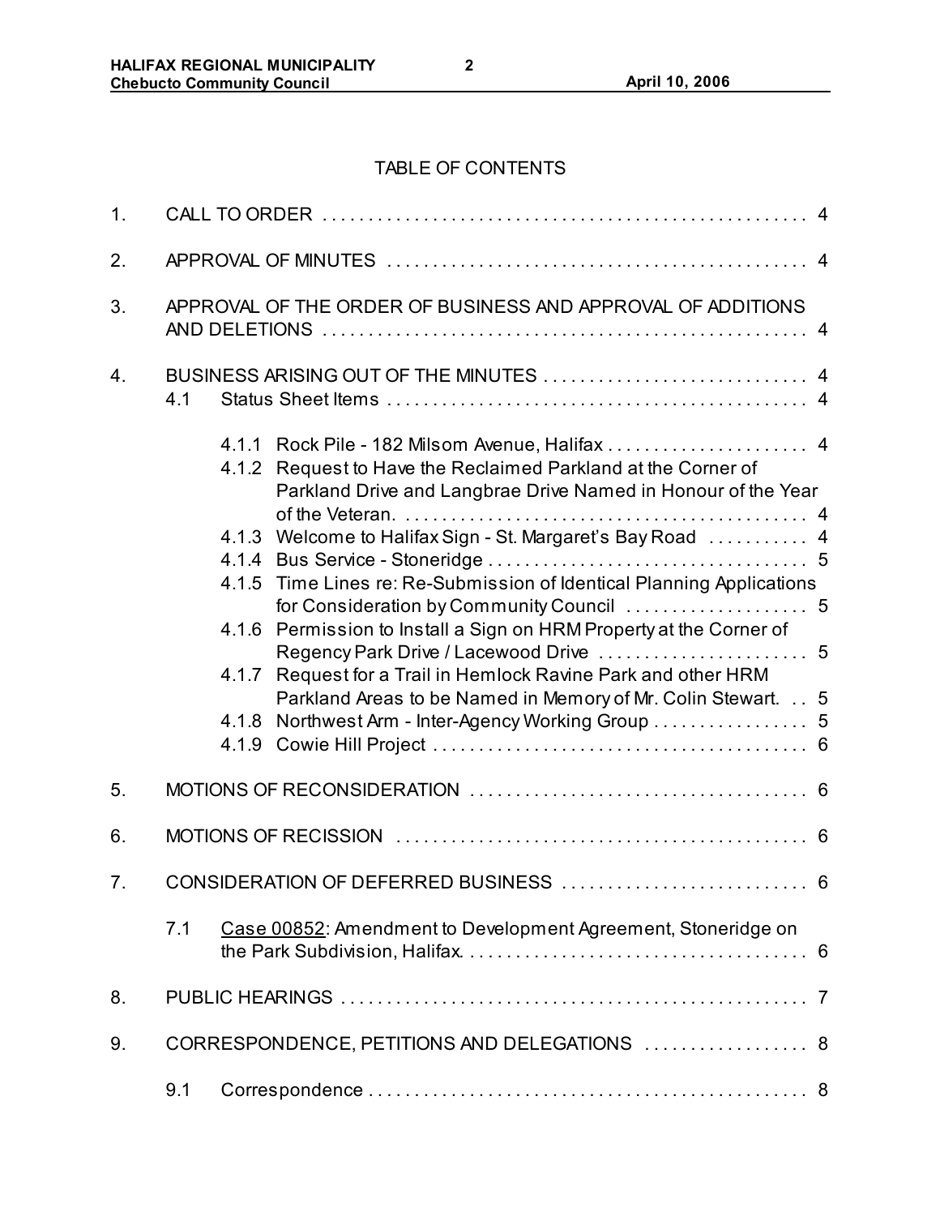## TABLE OF CONTENTS

1. CALL TO ORDER . . . . . . . . . . . . . . . . . . . . . . . . . . . . . . . . . . . . . . . . . . . . . . . . . . . . 4
2. APPROVAL OF MINUTES . . . . . . . . . . . . . . . . . . . . . . . . . . . . . . . . . . . . . . . . . . . . . . 4
3. APPROVAL OF THE ORDER OF BUSINESS AND APPROVAL OF ADDITIONS AND DELETIONS . . . . . . . . . . . . . . . . . . . . . . . . . . . . . . . . . . . . . . . . . . . . . . . . . . . 4
4. BUSINESS ARISING OUT OF THE MINUTES . . . . . . . . . . . . . . . . . . . . . . . . . . . . . 4
   - 4.1 Status Sheet Items . . . . . . . . . . . . . . . . . . . . . . . . . . . . . . . . . . . . . . . . . . . . . . 4
     - 4.1.1 Rock Pile - 182 Milsom Avenue, Halifax . . . . . . . . . . . . . . . . . . . . . . 4
     - 4.1.2 Request to Have the Reclaimed Parkland at the Corner of Parkland Drive and Langbrae Drive Named in Honour of the Year of the Veteran. . . . . . . . . . . . . . . . . . . . . . . . . . . . . . . . . . . . . . . . . . . . 4
     - 4.1.3 Welcome to Halifax Sign - St. Margaret's Bay Road . . . . . . . . . . . 4
     - 4.1.4 Bus Service - Stoneridge . . . . . . . . . . . . . . . . . . . . . . . . . . . . . . . . . . 5
     - 4.1.5 Time Lines re: Re-Submission of Identical Planning Applications for Consideration by Community Council . . . . . . . . . . . . . . . . . . . . 5
     - 4.1.6 Permission to Install a Sign on HRM Property at the Corner of Regency Park Drive / Lacewood Drive . . . . . . . . . . . . . . . . . . . . . . . 5
     - 4.1.7 Request for a Trail in Hemlock Ravine Park and other HRM Parkland Areas to be Named in Memory of Mr. Colin Stewart. . . 5
     - 4.1.8 Northwest Arm - Inter-Agency Working Group . . . . . . . . . . . . . . . . . 5
     - 4.1.9 Cowie Hill Project . . . . . . . . . . . . . . . . . . . . . . . . . . . . . . . . . . . . . . . . . 6
5. MOTIONS OF RECONSIDERATION . . . . . . . . . . . . . . . . . . . . . . . . . . . . . . . . . . . . . 6
6. MOTIONS OF RECISSION . . . . . . . . . . . . . . . . . . . . . . . . . . . . . . . . . . . . . . . . . . . . . 6
7. CONSIDERATION OF DEFERRED BUSINESS . . . . . . . . . . . . . . . . . . . . . . . . . . . 6
   - 7.1 Case 00852: Amendment to Development Agreement, Stoneridge on the Park Subdivision, Halifax. . . . . . . . . . . . . . . . . . . . . . . . . . . . . . . . . . . . . . 6
8. PUBLIC HEARINGS . . . . . . . . . . . . . . . . . . . . . . . . . . . . . . . . . . . . . . . . . . . . . . . . . . . 7
9. CORRESPONDENCE, PETITIONS AND DELEGATIONS . . . . . . . . . . . . . . . . . . 8
   - 9.1 Correspondence . . . . . . . . . . . . . . . . . . . . . . . . . . . . . . . . . . . . . . . . . . . . . . . . 8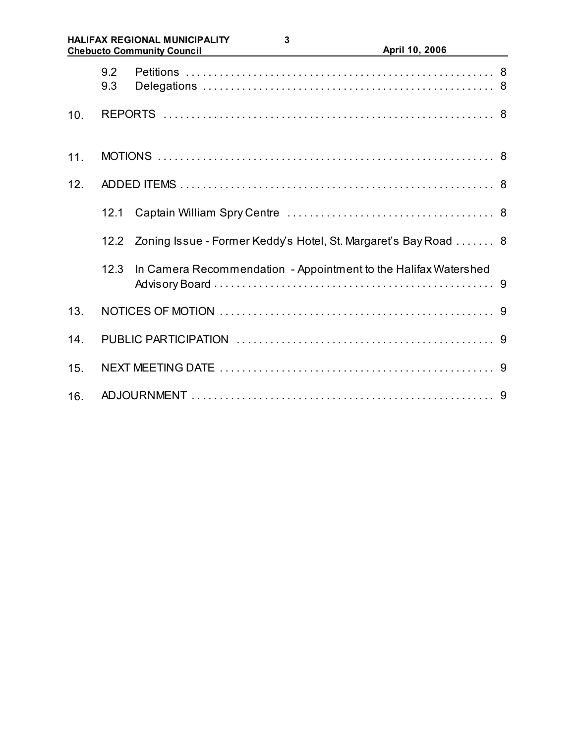9.2 Petitions . . . . . . . . . . . . . . . . . . . . . . . . . . . . . . . . . . . . . . . . . . . . . . . . . . . . . 8
9.3 Delegations . . . . . . . . . . . . . . . . . . . . . . . . . . . . . . . . . . . . . . . . . . . . . . . . . . . 8

10. REPORTS . . . . . . . . . . . . . . . . . . . . . . . . . . . . . . . . . . . . . . . . . . . . . . . . . . . . . . . . . 8

11. MOTIONS . . . . . . . . . . . . . . . . . . . . . . . . . . . . . . . . . . . . . . . . . . . . . . . . . . . . . . . . . 8

12. ADDED ITEMS . . . . . . . . . . . . . . . . . . . . . . . . . . . . . . . . . . . . . . . . . . . . . . . . . . . . . 8

12.1 Captain William Spry Centre . . . . . . . . . . . . . . . . . . . . . . . . . . . . . . . . . . . . 8

12.2 Zoning Issue - Former Keddy's Hotel, St. Margaret's Bay Road . . . . . . . 8

12.3 In Camera Recommendation - Appointment to the Halifax Watershed Advisory Board . . . . . . . . . . . . . . . . . . . . . . . . . . . . . . . . . . . . . . . . . . . . . . . . . 9

13. NOTICES OF MOTION . . . . . . . . . . . . . . . . . . . . . . . . . . . . . . . . . . . . . . . . . . . . . . . . 9

14. PUBLIC PARTICIPATION . . . . . . . . . . . . . . . . . . . . . . . . . . . . . . . . . . . . . . . . . . . . . 9

15. NEXT MEETING DATE . . . . . . . . . . . . . . . . . . . . . . . . . . . . . . . . . . . . . . . . . . . . . . . . 9

16. ADJOURNMENT . . . . . . . . . . . . . . . . . . . . . . . . . . . . . . . . . . . . . . . . . . . . . . . . . . . . . 9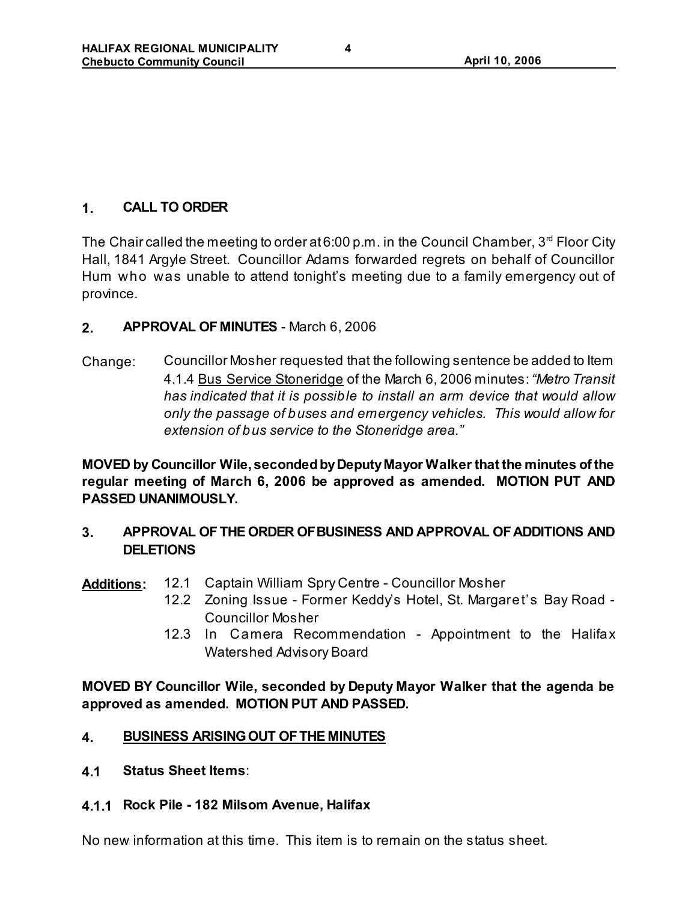## 1. CALL TO ORDER

The Chair called the meeting to order at 6:00 p.m. in the Council Chamber, 3rd Floor City Hall, 1841 Argyle Street. Councillor Adams forwarded regrets on behalf of Councillor Hum who was unable to attend tonight's meeting due to a family emergency out of province.

## 2. APPROVAL OF MINUTES - March 6, 2006

Change: Councillor Mosher requested that the following sentence be added to Item 4.1.4 Bus Service Stoneridge of the March 6, 2006 minutes: *"Metro Transit has indicated that it is possible to install an arm device that would allow only the passage of buses and emergency vehicles. This would allow for extension of bus service to the Stoneridge area."*

**MOVED by Councillor Wile, seconded by Deputy Mayor Walker that the minutes of the regular meeting of March 6, 2006 be approved as amended. MOTION PUT AND PASSED UNANIMOUSLY.**

## 3. APPROVAL OF THE ORDER OF BUSINESS AND APPROVAL OF ADDITIONS AND DELETIONS

**Additions:**

- 12.1 Captain William Spry Centre - Councillor Mosher
- 12.2 Zoning Issue - Former Keddy's Hotel, St. Margaret's Bay Road - Councillor Mosher
- 12.3 In Camera Recommendation - Appointment to the Halifax Watershed Advisory Board

**MOVED BY Councillor Wile, seconded by Deputy Mayor Walker that the agenda be approved as amended. MOTION PUT AND PASSED.**

## 4. BUSINESS ARISING OUT OF THE MINUTES

### 4.1 Status Sheet Items:

### 4.1.1 Rock Pile - 182 Milsom Avenue, Halifax

No new information at this time. This item is to remain on the status sheet.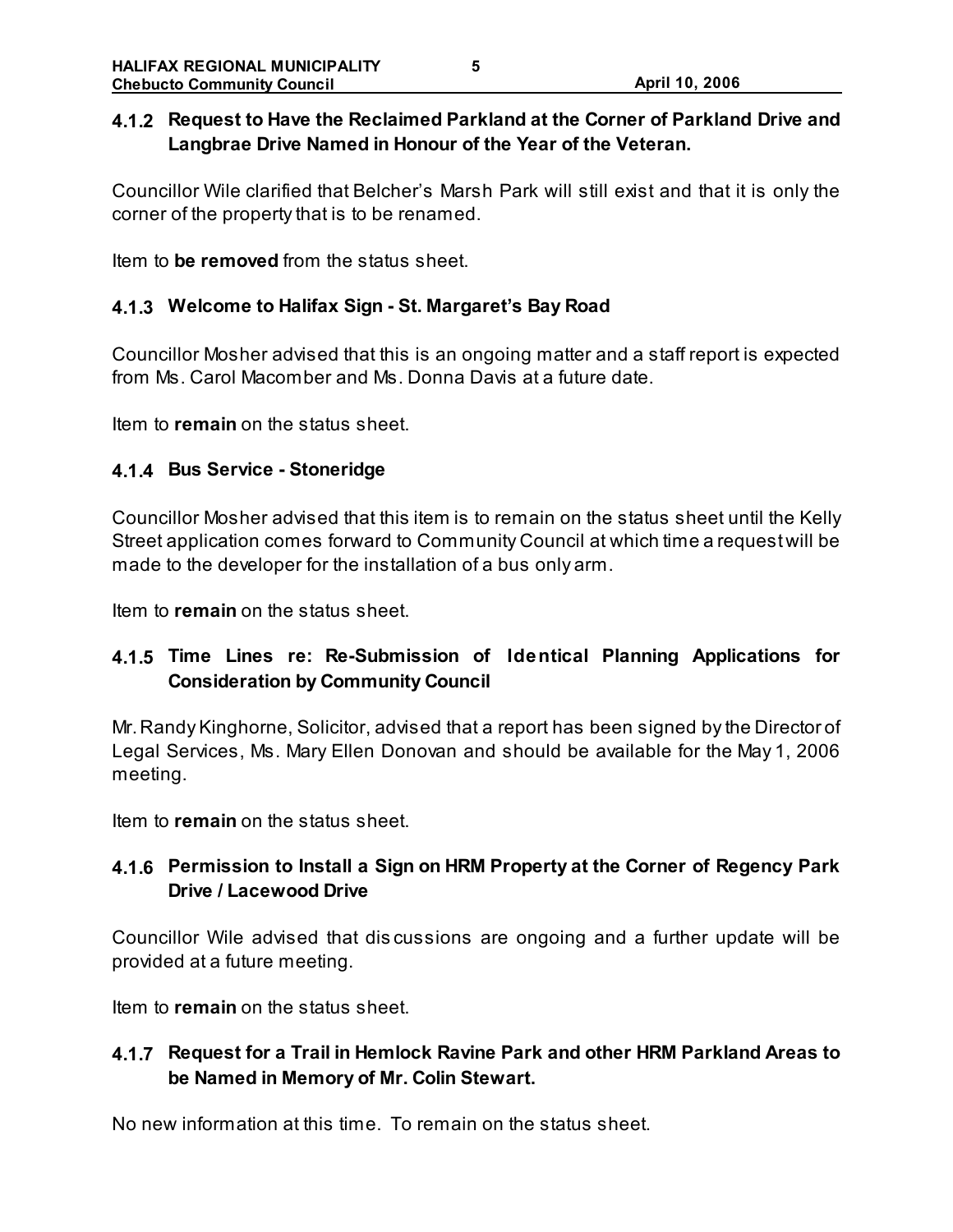### 4.1.2 Request to Have the Reclaimed Parkland at the Corner of Parkland Drive and Langbrae Drive Named in Honour of the Year of the Veteran.

Councillor Wile clarified that Belcher's Marsh Park will still exist and that it is only the corner of the property that is to be renamed.

Item to **be removed** from the status sheet.

### 4.1.3 Welcome to Halifax Sign - St. Margaret's Bay Road

Councillor Mosher advised that this is an ongoing matter and a staff report is expected from Ms. Carol Macomber and Ms. Donna Davis at a future date.

Item to **remain** on the status sheet.

### 4.1.4 Bus Service - Stoneridge

Councillor Mosher advised that this item is to remain on the status sheet until the Kelly Street application comes forward to Community Council at which time a request will be made to the developer for the installation of a bus only arm.

Item to **remain** on the status sheet.

### 4.1.5 Time Lines re: Re-Submission of Identical Planning Applications for Consideration by Community Council

Mr. Randy Kinghorne, Solicitor, advised that a report has been signed by the Director of Legal Services, Ms. Mary Ellen Donovan and should be available for the May 1, 2006 meeting.

Item to **remain** on the status sheet.

### 4.1.6 Permission to Install a Sign on HRM Property at the Corner of Regency Park Drive / Lacewood Drive

Councillor Wile advised that discussions are ongoing and a further update will be provided at a future meeting.

Item to **remain** on the status sheet.

### 4.1.7 Request for a Trail in Hemlock Ravine Park and other HRM Parkland Areas to be Named in Memory of Mr. Colin Stewart.

No new information at this time. To remain on the status sheet.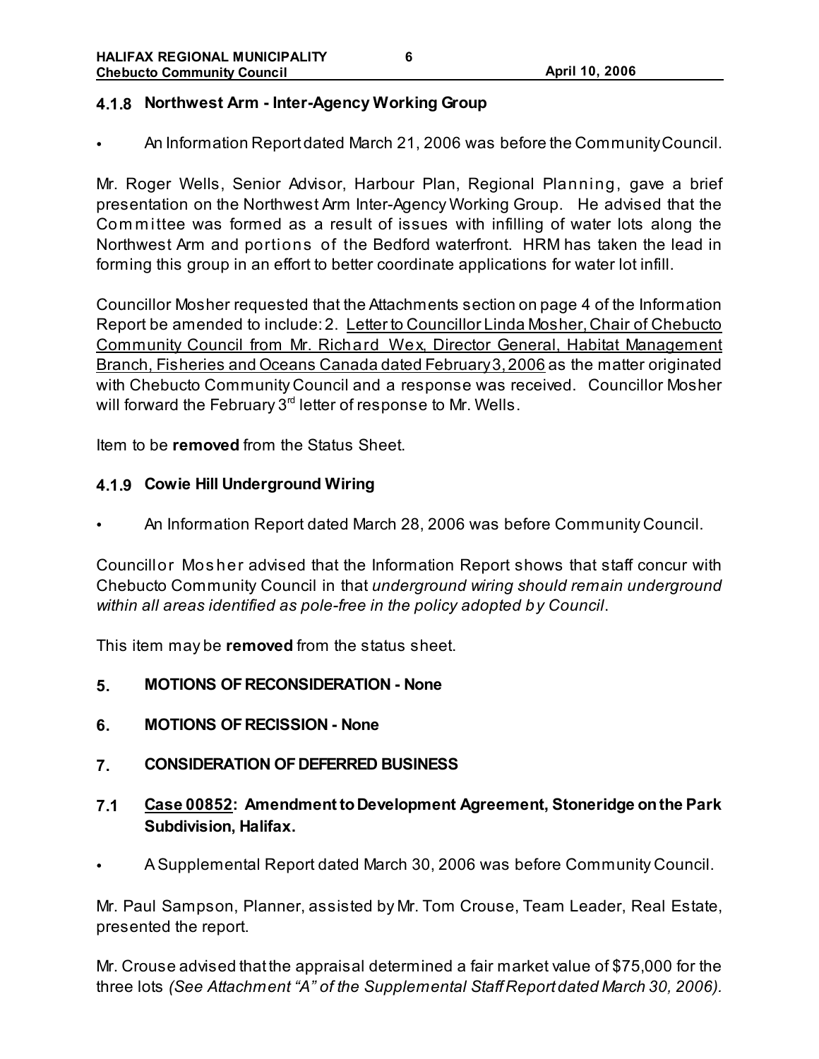### 4.1.8 Northwest Arm - Inter-Agency Working Group

- An Information Report dated March 21, 2006 was before the Community Council.

Mr. Roger Wells, Senior Advisor, Harbour Plan, Regional Planning, gave a brief presentation on the Northwest Arm Inter-Agency Working Group. He advised that the Committee was formed as a result of issues with infilling of water lots along the Northwest Arm and portions of the Bedford waterfront. HRM has taken the lead in forming this group in an effort to better coordinate applications for water lot infill.

Councillor Mosher requested that the Attachments section on page 4 of the Information Report be amended to include: 2. Letter to Councillor Linda Mosher, Chair of Chebucto Community Council from Mr. Richard Wex, Director General, Habitat Management Branch, Fisheries and Oceans Canada dated February 3, 2006 as the matter originated with Chebucto Community Council and a response was received. Councillor Mosher will forward the February 3rd letter of response to Mr. Wells.

Item to be **removed** from the Status Sheet.

### 4.1.9 Cowie Hill Underground Wiring

- An Information Report dated March 28, 2006 was before Community Council.

Councillor Mosher advised that the Information Report shows that staff concur with Chebucto Community Council in that *underground wiring should remain underground within all areas identified as pole-free in the policy adopted by Council*.

This item may be **removed** from the status sheet.

## 5. MOTIONS OF RECONSIDERATION - None

## 6. MOTIONS OF RECISSION - None

## 7. CONSIDERATION OF DEFERRED BUSINESS

### 7.1 Case 00852: Amendment to Development Agreement, Stoneridge on the Park Subdivision, Halifax.

- A Supplemental Report dated March 30, 2006 was before Community Council.

Mr. Paul Sampson, Planner, assisted by Mr. Tom Crouse, Team Leader, Real Estate, presented the report.

Mr. Crouse advised that the appraisal determined a fair market value of $75,000 for the three lots *(See Attachment "A" of the Supplemental Staff Report dated March 30, 2006).*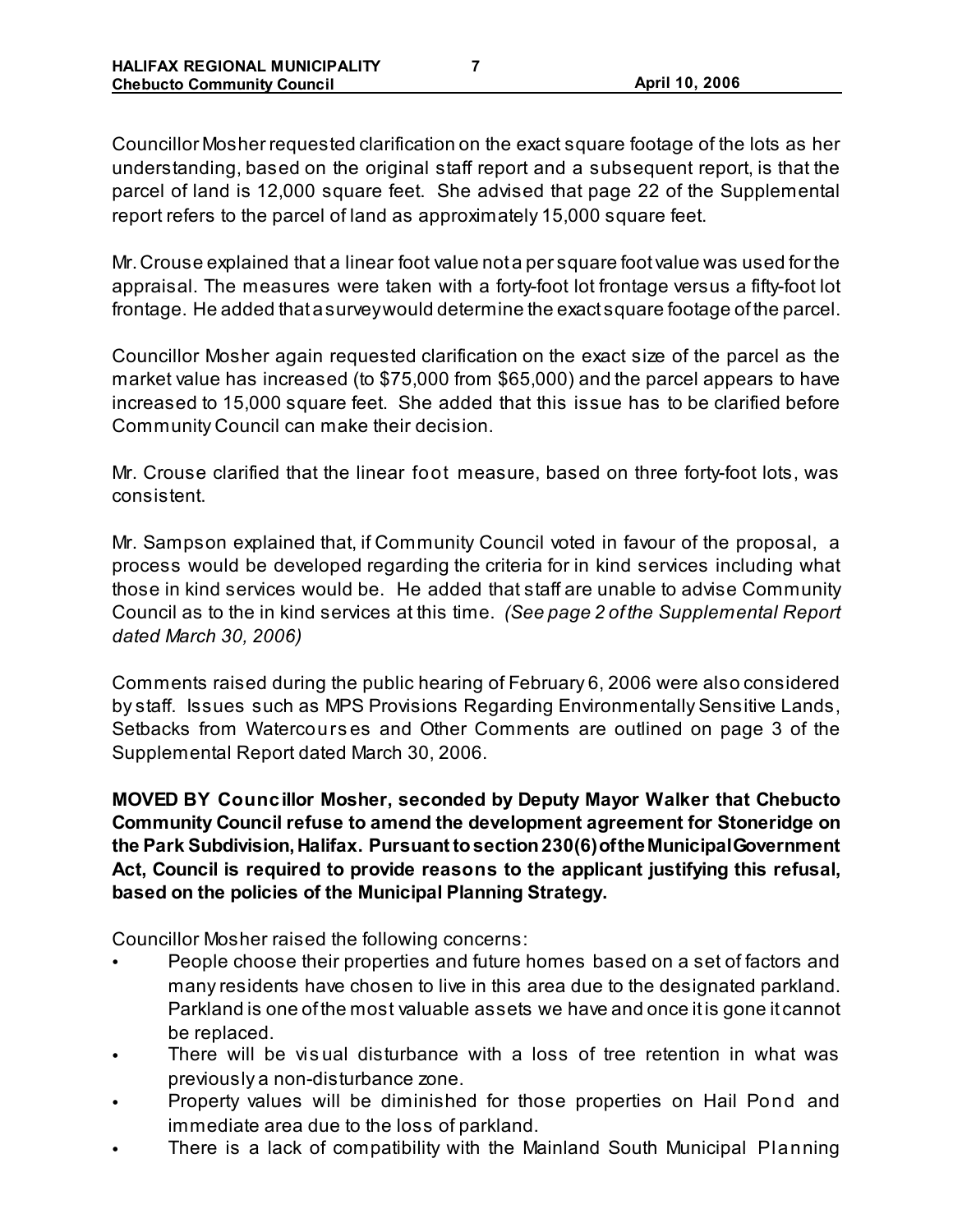Councillor Mosher requested clarification on the exact square footage of the lots as her understanding, based on the original staff report and a subsequent report, is that the parcel of land is 12,000 square feet. She advised that page 22 of the Supplemental report refers to the parcel of land as approximately 15,000 square feet.

Mr. Crouse explained that a linear foot value not a per square foot value was used for the appraisal. The measures were taken with a forty-foot lot frontage versus a fifty-foot lot frontage. He added that a survey would determine the exact square footage of the parcel.

Councillor Mosher again requested clarification on the exact size of the parcel as the market value has increased (to $75,000 from $65,000) and the parcel appears to have increased to 15,000 square feet. She added that this issue has to be clarified before Community Council can make their decision.

Mr. Crouse clarified that the linear foot measure, based on three forty-foot lots, was consistent.

Mr. Sampson explained that, if Community Council voted in favour of the proposal, a process would be developed regarding the criteria for in kind services including what those in kind services would be. He added that staff are unable to advise Community Council as to the in kind services at this time. *(See page 2 of the Supplemental Report dated March 30, 2006)*

Comments raised during the public hearing of February 6, 2006 were also considered by staff. Issues such as MPS Provisions Regarding Environmentally Sensitive Lands, Setbacks from Watercourses and Other Comments are outlined on page 3 of the Supplemental Report dated March 30, 2006.

**MOVED BY Councillor Mosher, seconded by Deputy Mayor Walker that Chebucto Community Council refuse to amend the development agreement for Stoneridge on the Park Subdivision, Halifax. Pursuant to section 230(6) of the Municipal Government Act, Council is required to provide reasons to the applicant justifying this refusal, based on the policies of the Municipal Planning Strategy.**

Councillor Mosher raised the following concerns:

- People choose their properties and future homes based on a set of factors and many residents have chosen to live in this area due to the designated parkland. Parkland is one of the most valuable assets we have and once it is gone it cannot be replaced.
- There will be visual disturbance with a loss of tree retention in what was previously a non-disturbance zone.
- Property values will be diminished for those properties on Hail Pond and immediate area due to the loss of parkland.
- There is a lack of compatibility with the Mainland South Municipal Planning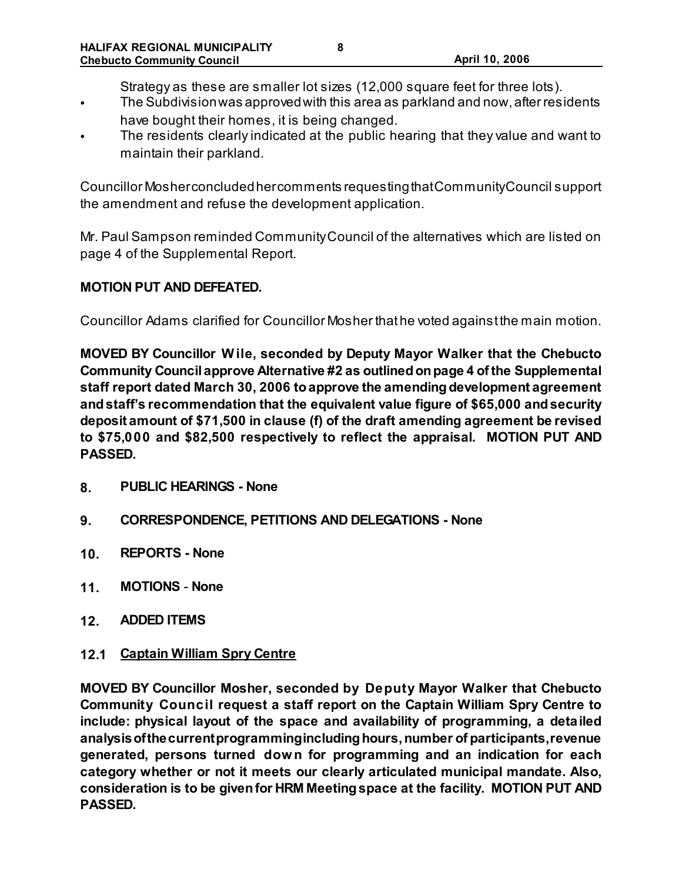Strategy as these are smaller lot sizes (12,000 square feet for three lots).

- The Subdivision was approved with this area as parkland and now, after residents have bought their homes, it is being changed.
- The residents clearly indicated at the public hearing that they value and want to maintain their parkland.

Councillor Mosher concluded her comments requesting that Community Council support the amendment and refuse the development application.

Mr. Paul Sampson reminded Community Council of the alternatives which are listed on page 4 of the Supplemental Report.

**MOTION PUT AND DEFEATED.**

Councillor Adams clarified for Councillor Mosher that he voted against the main motion.

**MOVED BY Councillor Wile, seconded by Deputy Mayor Walker that the Chebucto Community Council approve Alternative #2 as outlined on page 4 of the Supplemental staff report dated March 30, 2006 to approve the amending development agreement and staff's recommendation that the equivalent value figure of $65,000 and security deposit amount of $71,500 in clause (f) of the draft amending agreement be revised to $75,000 and $82,500 respectively to reflect the appraisal. MOTION PUT AND PASSED.**

## 8. PUBLIC HEARINGS - None

## 9. CORRESPONDENCE, PETITIONS AND DELEGATIONS - None

## 10. REPORTS - None

## 11. MOTIONS - None

## 12. ADDED ITEMS

### 12.1 Captain William Spry Centre

**MOVED BY Councillor Mosher, seconded by Deputy Mayor Walker that Chebucto Community Council request a staff report on the Captain William Spry Centre to include: physical layout of the space and availability of programming, a detailed analysis of the current programming including hours, number of participants, revenue generated, persons turned down for programming and an indication for each category whether or not it meets our clearly articulated municipal mandate. Also, consideration is to be given for HRM Meeting space at the facility. MOTION PUT AND PASSED.**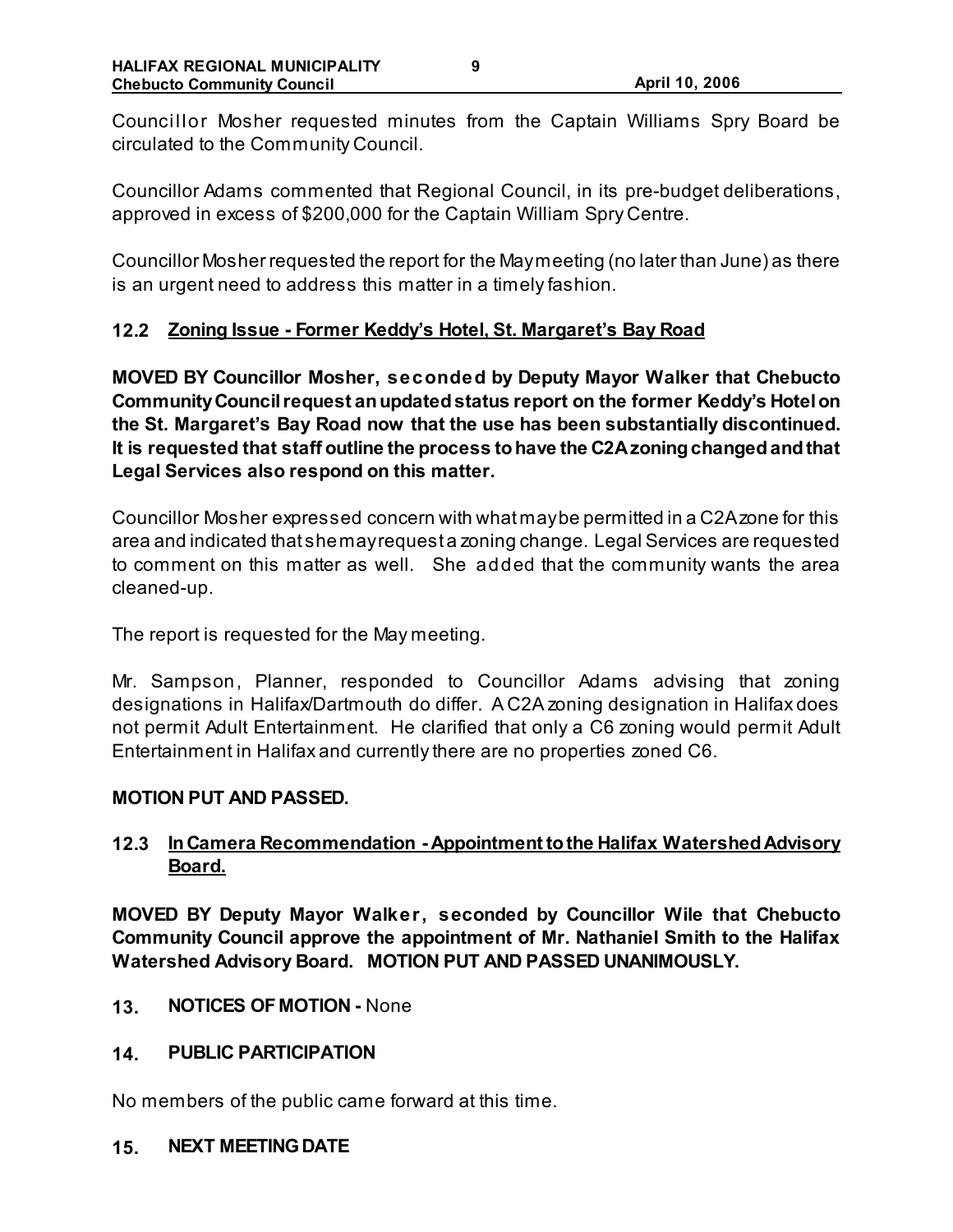Councillor Mosher requested minutes from the Captain Williams Spry Board be circulated to the Community Council.

Councillor Adams commented that Regional Council, in its pre-budget deliberations, approved in excess of $200,000 for the Captain William Spry Centre.

Councillor Mosher requested the report for the May meeting (no later than June) as there is an urgent need to address this matter in a timely fashion.

### 12.2 Zoning Issue - Former Keddy's Hotel, St. Margaret's Bay Road

**MOVED BY Councillor Mosher, seconded by Deputy Mayor Walker that Chebucto Community Council request an updated status report on the former Keddy's Hotel on the St. Margaret's Bay Road now that the use has been substantially discontinued. It is requested that staff outline the process to have the C2A zoning changed and that Legal Services also respond on this matter.**

Councillor Mosher expressed concern with what may be permitted in a C2A zone for this area and indicated that she may request a zoning change. Legal Services are requested to comment on this matter as well. She added that the community wants the area cleaned-up.

The report is requested for the May meeting.

Mr. Sampson, Planner, responded to Councillor Adams advising that zoning designations in Halifax/Dartmouth do differ. A C2A zoning designation in Halifax does not permit Adult Entertainment. He clarified that only a C6 zoning would permit Adult Entertainment in Halifax and currently there are no properties zoned C6.

**MOTION PUT AND PASSED.**

### 12.3 In Camera Recommendation - Appointment to the Halifax Watershed Advisory Board.

**MOVED BY Deputy Mayor Walker, seconded by Councillor Wile that Chebucto Community Council approve the appointment of Mr. Nathaniel Smith to the Halifax Watershed Advisory Board. MOTION PUT AND PASSED UNANIMOUSLY.**

## 13. NOTICES OF MOTION - None

## 14. PUBLIC PARTICIPATION

No members of the public came forward at this time.

## 15. NEXT MEETING DATE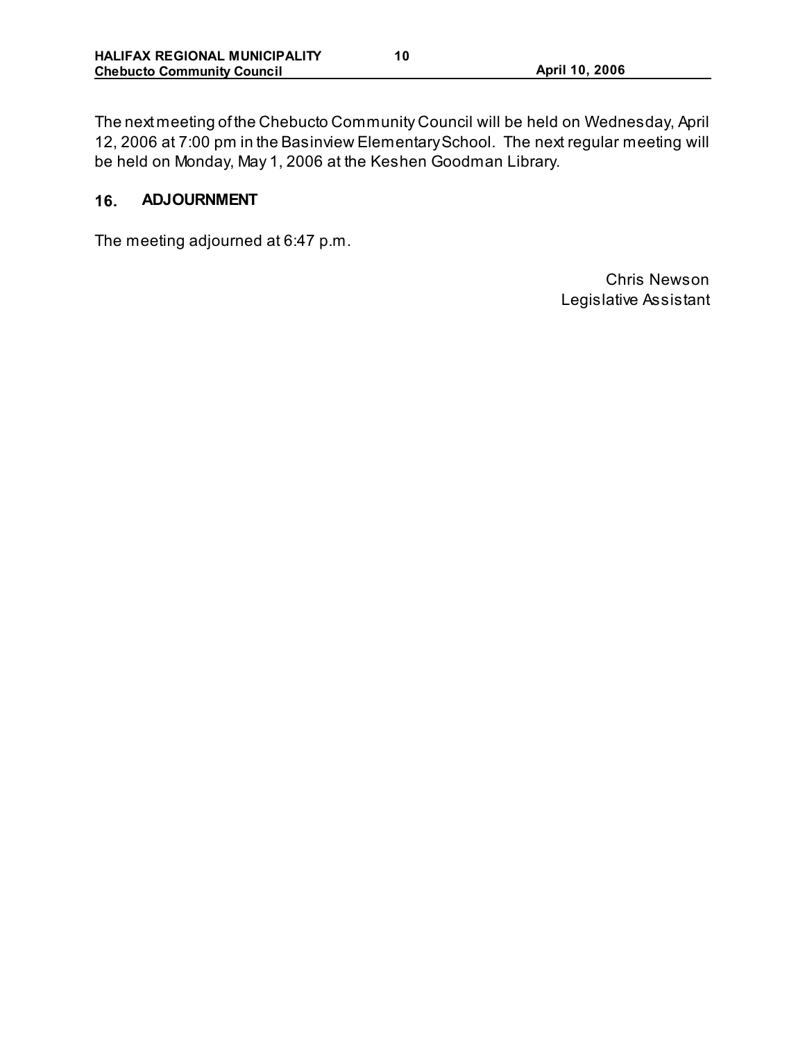The next meeting of the Chebucto Community Council will be held on Wednesday, April 12, 2006 at 7:00 pm in the Basinview Elementary School. The next regular meeting will be held on Monday, May 1, 2006 at the Keshen Goodman Library.

## 16. ADJOURNMENT

The meeting adjourned at 6:47 p.m.

Chris Newson
Legislative Assistant